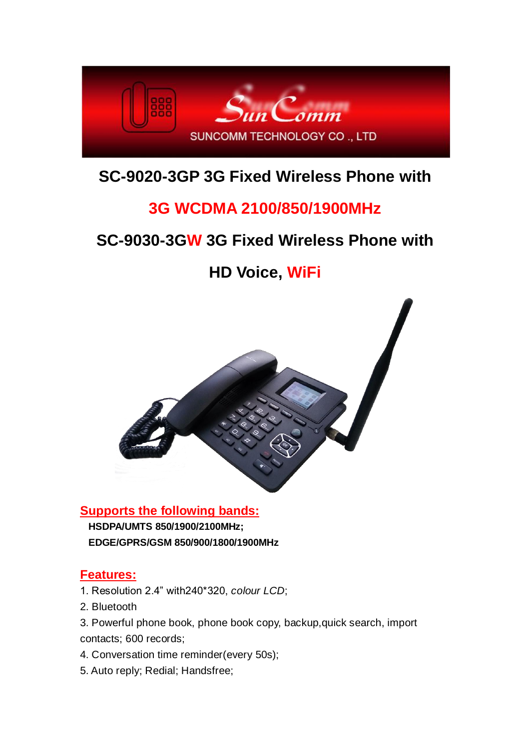SunComm

SUNCOMM TECHNOLOGY CO ., LTD

# SC-9020-3GP 3G Fixed Wireless Phone with

# 3G WCDMA 2100/850/1900MHz

# SC-9030-3GW 3G Fixed Wireless Phone with

# HD Voice, WiFi

## Supports the following bands:

**HSDPA/UMTS 850/1900/2100MHz;**

**EDGE/GPRS/GSM 850/900/1800/1900MHz**

## Features:

1. Resolution 2.4" with240*320, *colour LCD*;
2. Bluetooth
3. Powerful phone book, phone book copy, backup,quick search, import contacts; 600 records;
4. Conversation time reminder(every 50s);
5. Auto reply; Redial; Handsfree;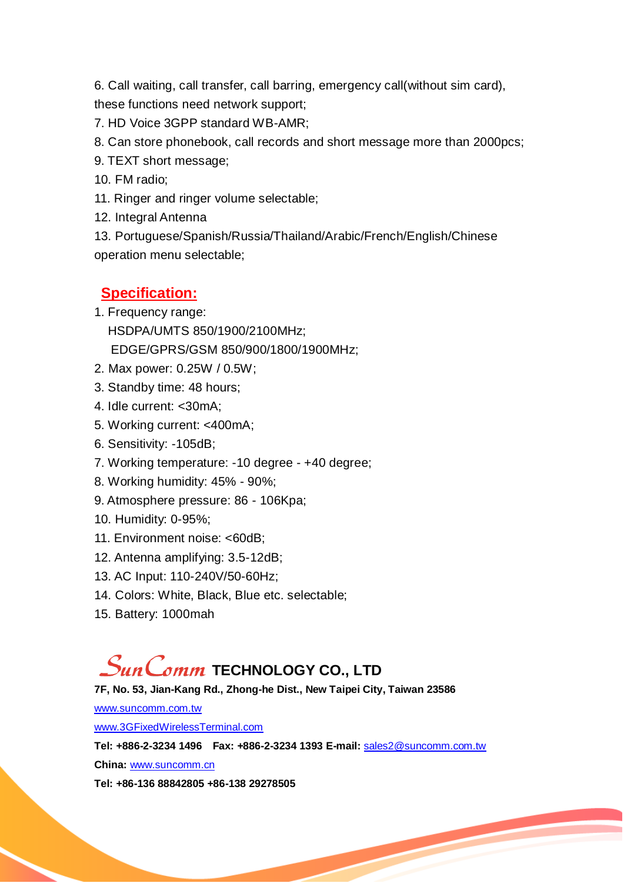6. Call waiting, call transfer, call barring, emergency call(without sim card), these functions need network support;
7. HD Voice 3GPP standard WB-AMR;
8. Can store phonebook, call records and short message more than 2000pcs;
9. TEXT short message;
10. FM radio;
11. Ringer and ringer volume selectable;
12. Integral Antenna
13. Portuguese/Spanish/Russia/Thailand/Arabic/French/English/Chinese operation menu selectable;

## Specification:

1. Frequency range:
   HSDPA/UMTS 850/1900/2100MHz;
   EDGE/GPRS/GSM 850/900/1800/1900MHz;
2. Max power: 0.25W / 0.5W;
3. Standby time: 48 hours;
4. Idle current: <30mA;
5. Working current: <400mA;
6. Sensitivity: -105dB;
7. Working temperature: -10 degree - +40 degree;
8. Working humidity: 45% - 90%;
9. Atmosphere pressure: 86 - 106Kpa;
10. Humidity: 0-95%;
11. Environment noise: <60dB;
12. Antenna amplifying: 3.5-12dB;
13. AC Input: 110-240V/50-60Hz;
14. Colors: White, Black, Blue etc. selectable;
15. Battery: 1000mah

**SunComm TECHNOLOGY CO., LTD**

**7F, No. 53, Jian-Kang Rd., Zhong-he Dist., New Taipei City, Taiwan 23586**

www.suncomm.com.tw

www.3GFixedWirelessTerminal.com

**Tel: +886-2-3234 1496 Fax: +886-2-3234 1393 E-mail:** sales2@suncomm.com.tw

**China:** www.suncomm.cn

**Tel: +86-136 88842805 +86-138 29278505**